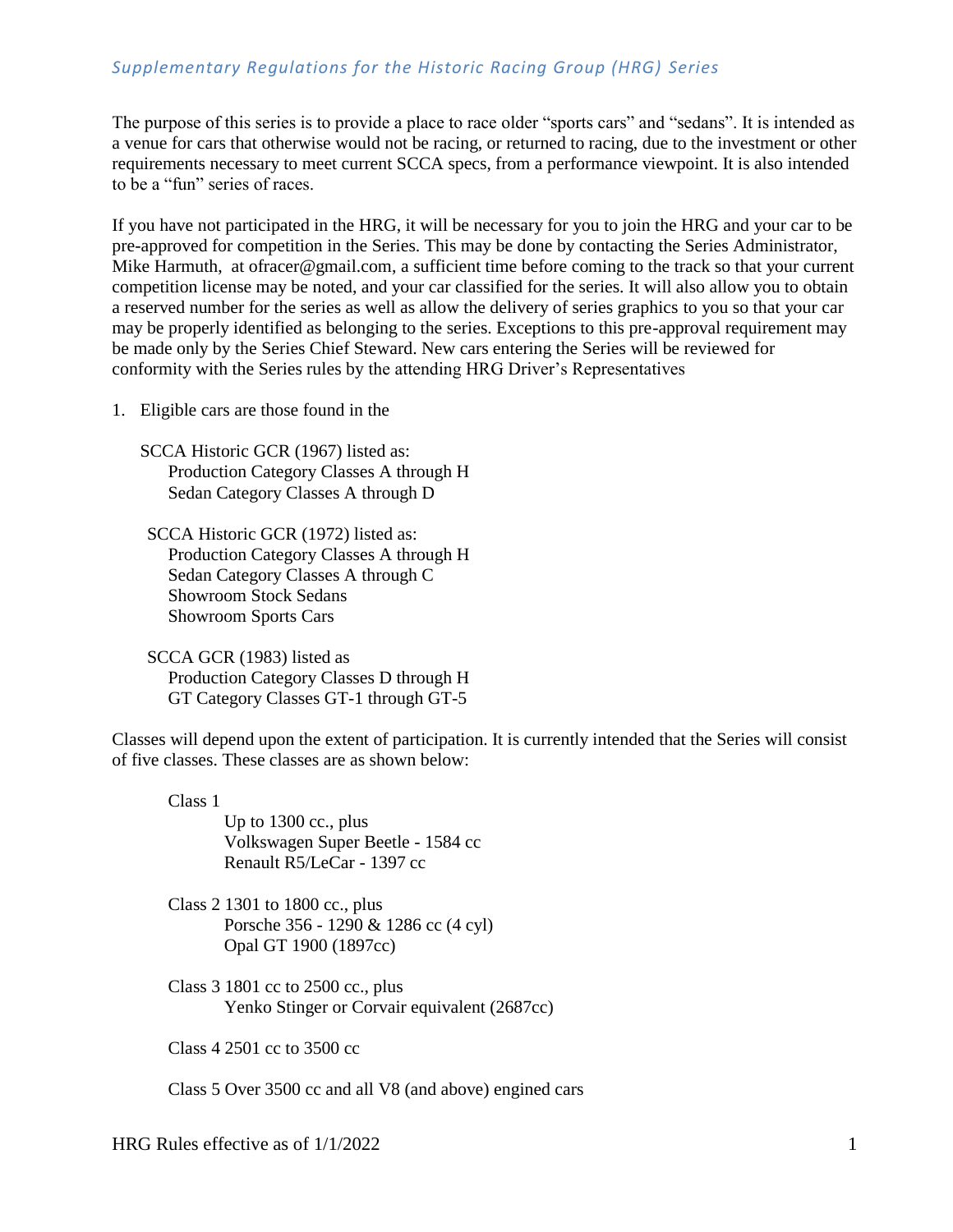*Supplementary Regulations for the Historic Racing Group (HRG) Series*

The purpose of this series is to provide a place to race older "sports cars" and "sedans". It is intended as a venue for cars that otherwise would not be racing, or returned to racing, due to the investment or other requirements necessary to meet current SCCA specs, from a performance viewpoint. It is also intended to be a "fun" series of races.

If you have not participated in the HRG, it will be necessary for you to join the HRG and your car to be pre-approved for competition in the Series. This may be done by contacting the Series Administrator, Mike Harmuth, at ofracer@gmail.com, a sufficient time before coming to the track so that your current competition license may be noted, and your car classified for the series. It will also allow you to obtain a reserved number for the series as well as allow the delivery of series graphics to you so that your car may be properly identified as belonging to the series. Exceptions to this pre-approval requirement may be made only by the Series Chief Steward. New cars entering the Series will be reviewed for conformity with the Series rules by the attending HRG Driver's Representatives

1. Eligible cars are those found in the

   SCCA Historic GCR (1967) listed as:
   - Production Category Classes A through H
   - Sedan Category Classes A through D

   SCCA Historic GCR (1972) listed as:
   - Production Category Classes A through H
   - Sedan Category Classes A through C
   - Showroom Stock Sedans
   - Showroom Sports Cars

   SCCA GCR (1983) listed as
   - Production Category Classes D through H
   - GT Category Classes GT-1 through GT-5

Classes will depend upon the extent of participation. It is currently intended that the Series will consist of five classes. These classes are as shown below:

Class 1
- Up to 1300 cc., plus
- Volkswagen Super Beetle - 1584 cc
- Renault R5/LeCar - 1397 cc

Class 2 1301 to 1800 cc., plus
- Porsche 356 - 1290 & 1286 cc (4 cyl)
- Opal GT 1900 (1897cc)

Class 3 1801 cc to 2500 cc., plus
- Yenko Stinger or Corvair equivalent (2687cc)

Class 4 2501 cc to 3500 cc

Class 5 Over 3500 cc and all V8 (and above) engined cars

HRG Rules effective as of 1/1/2022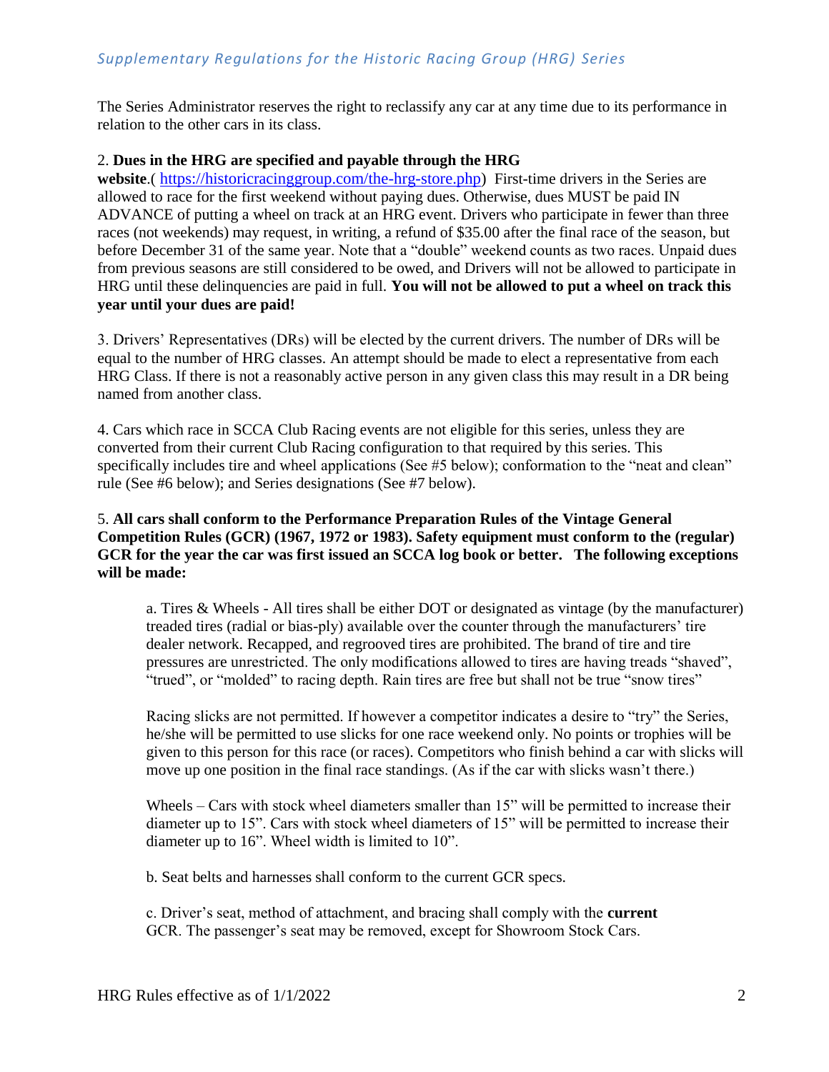The Series Administrator reserves the right to reclassify any car at any time due to its performance in relation to the other cars in its class.

2. **Dues in the HRG are specified and payable through the HRG website**.( https://historicracinggroup.com/the-hrg-store.php) First-time drivers in the Series are allowed to race for the first weekend without paying dues. Otherwise, dues MUST be paid IN ADVANCE of putting a wheel on track at an HRG event. Drivers who participate in fewer than three races (not weekends) may request, in writing, a refund of $35.00 after the final race of the season, but before December 31 of the same year. Note that a "double" weekend counts as two races. Unpaid dues from previous seasons are still considered to be owed, and Drivers will not be allowed to participate in HRG until these delinquencies are paid in full. **You will not be allowed to put a wheel on track this year until your dues are paid!**

3. Drivers' Representatives (DRs) will be elected by the current drivers. The number of DRs will be equal to the number of HRG classes. An attempt should be made to elect a representative from each HRG Class. If there is not a reasonably active person in any given class this may result in a DR being named from another class.

4. Cars which race in SCCA Club Racing events are not eligible for this series, unless they are converted from their current Club Racing configuration to that required by this series. This specifically includes tire and wheel applications (See #5 below); conformation to the "neat and clean" rule (See #6 below); and Series designations (See #7 below).

5. **All cars shall conform to the Performance Preparation Rules of the Vintage General Competition Rules (GCR) (1967, 1972 or 1983). Safety equipment must conform to the (regular) GCR for the year the car was first issued an SCCA log book or better. The following exceptions will be made:**

a. Tires & Wheels - All tires shall be either DOT or designated as vintage (by the manufacturer) treaded tires (radial or bias-ply) available over the counter through the manufacturers' tire dealer network. Recapped, and regrooved tires are prohibited. The brand of tire and tire pressures are unrestricted. The only modifications allowed to tires are having treads "shaved", "trued", or "molded" to racing depth. Rain tires are free but shall not be true "snow tires"

Racing slicks are not permitted. If however a competitor indicates a desire to "try" the Series, he/she will be permitted to use slicks for one race weekend only. No points or trophies will be given to this person for this race (or races). Competitors who finish behind a car with slicks will move up one position in the final race standings. (As if the car with slicks wasn't there.)

Wheels – Cars with stock wheel diameters smaller than 15" will be permitted to increase their diameter up to 15". Cars with stock wheel diameters of 15" will be permitted to increase their diameter up to 16". Wheel width is limited to 10".

b. Seat belts and harnesses shall conform to the current GCR specs.

c. Driver's seat, method of attachment, and bracing shall comply with the **current** GCR. The passenger's seat may be removed, except for Showroom Stock Cars.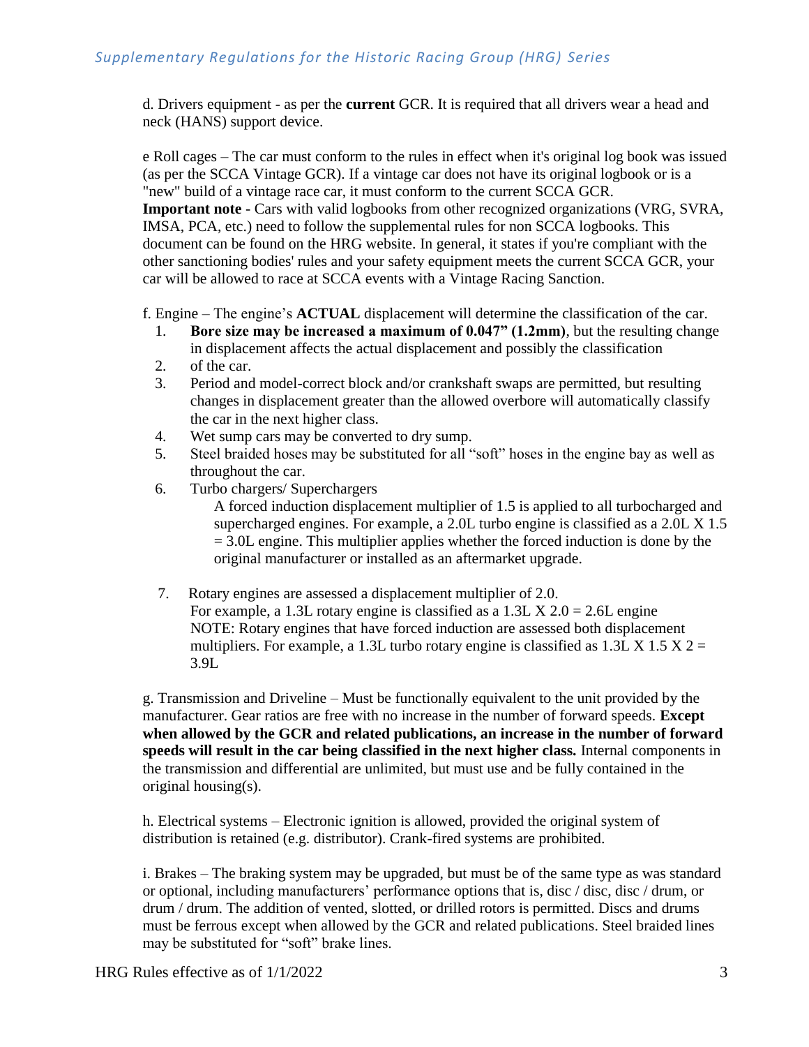d. Drivers equipment - as per the **current** GCR. It is required that all drivers wear a head and neck (HANS) support device.

e Roll cages – The car must conform to the rules in effect when it's original log book was issued (as per the SCCA Vintage GCR). If a vintage car does not have its original logbook or is a "new" build of a vintage race car, it must conform to the current SCCA GCR.
**Important note** - Cars with valid logbooks from other recognized organizations (VRG, SVRA, IMSA, PCA, etc.) need to follow the supplemental rules for non SCCA logbooks. This document can be found on the HRG website. In general, it states if you're compliant with the other sanctioning bodies' rules and your safety equipment meets the current SCCA GCR, your car will be allowed to race at SCCA events with a Vintage Racing Sanction.

f. Engine – The engine's **ACTUAL** displacement will determine the classification of the car.

1. **Bore size may be increased a maximum of 0.047" (1.2mm)**, but the resulting change in displacement affects the actual displacement and possibly the classification
2. of the car.
3. Period and model-correct block and/or crankshaft swaps are permitted, but resulting changes in displacement greater than the allowed overbore will automatically classify the car in the next higher class.
4. Wet sump cars may be converted to dry sump.
5. Steel braided hoses may be substituted for all "soft" hoses in the engine bay as well as throughout the car.
6. Turbo chargers/ Superchargers

   A forced induction displacement multiplier of 1.5 is applied to all turbocharged and supercharged engines. For example, a 2.0L turbo engine is classified as a 2.0L X 1.5 = 3.0L engine. This multiplier applies whether the forced induction is done by the original manufacturer or installed as an aftermarket upgrade.

7. Rotary engines are assessed a displacement multiplier of 2.0.
   For example, a 1.3L rotary engine is classified as a 1.3L X 2.0 = 2.6L engine
   NOTE: Rotary engines that have forced induction are assessed both displacement multipliers. For example, a 1.3L turbo rotary engine is classified as 1.3L X 1.5 X 2 = 3.9L

g. Transmission and Driveline – Must be functionally equivalent to the unit provided by the manufacturer. Gear ratios are free with no increase in the number of forward speeds. **Except when allowed by the GCR and related publications, an increase in the number of forward speeds will result in the car being classified in the next higher class.** Internal components in the transmission and differential are unlimited, but must use and be fully contained in the original housing(s).

h. Electrical systems – Electronic ignition is allowed, provided the original system of distribution is retained (e.g. distributor). Crank-fired systems are prohibited.

i. Brakes – The braking system may be upgraded, but must be of the same type as was standard or optional, including manufacturers' performance options that is, disc / disc, disc / drum, or drum / drum. The addition of vented, slotted, or drilled rotors is permitted. Discs and drums must be ferrous except when allowed by the GCR and related publications. Steel braided lines may be substituted for "soft" brake lines.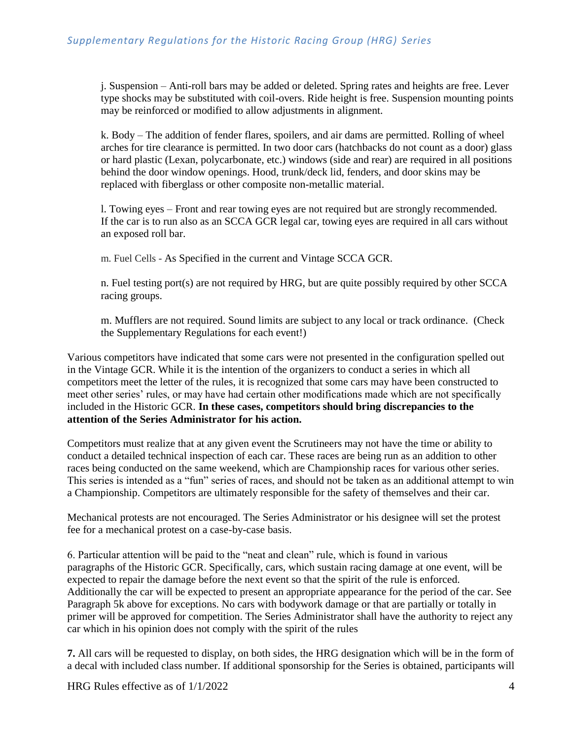j. Suspension – Anti-roll bars may be added or deleted. Spring rates and heights are free. Lever type shocks may be substituted with coil-overs. Ride height is free. Suspension mounting points may be reinforced or modified to allow adjustments in alignment.

k. Body – The addition of fender flares, spoilers, and air dams are permitted. Rolling of wheel arches for tire clearance is permitted. In two door cars (hatchbacks do not count as a door) glass or hard plastic (Lexan, polycarbonate, etc.) windows (side and rear) are required in all positions behind the door window openings. Hood, trunk/deck lid, fenders, and door skins may be replaced with fiberglass or other composite non-metallic material.

l. Towing eyes – Front and rear towing eyes are not required but are strongly recommended. If the car is to run also as an SCCA GCR legal car, towing eyes are required in all cars without an exposed roll bar.

m. Fuel Cells - As Specified in the current and Vintage SCCA GCR.

n. Fuel testing port(s) are not required by HRG, but are quite possibly required by other SCCA racing groups.

m. Mufflers are not required. Sound limits are subject to any local or track ordinance. (Check the Supplementary Regulations for each event!)

Various competitors have indicated that some cars were not presented in the configuration spelled out in the Vintage GCR. While it is the intention of the organizers to conduct a series in which all competitors meet the letter of the rules, it is recognized that some cars may have been constructed to meet other series' rules, or may have had certain other modifications made which are not specifically included in the Historic GCR. **In these cases, competitors should bring discrepancies to the attention of the Series Administrator for his action.**

Competitors must realize that at any given event the Scrutineers may not have the time or ability to conduct a detailed technical inspection of each car. These races are being run as an addition to other races being conducted on the same weekend, which are Championship races for various other series. This series is intended as a "fun" series of races, and should not be taken as an additional attempt to win a Championship. Competitors are ultimately responsible for the safety of themselves and their car.

Mechanical protests are not encouraged. The Series Administrator or his designee will set the protest fee for a mechanical protest on a case-by-case basis.

6. Particular attention will be paid to the "neat and clean" rule, which is found in various paragraphs of the Historic GCR. Specifically, cars, which sustain racing damage at one event, will be expected to repair the damage before the next event so that the spirit of the rule is enforced. Additionally the car will be expected to present an appropriate appearance for the period of the car. See Paragraph 5k above for exceptions. No cars with bodywork damage or that are partially or totally in primer will be approved for competition. The Series Administrator shall have the authority to reject any car which in his opinion does not comply with the spirit of the rules

**7.** All cars will be requested to display, on both sides, the HRG designation which will be in the form of a decal with included class number. If additional sponsorship for the Series is obtained, participants will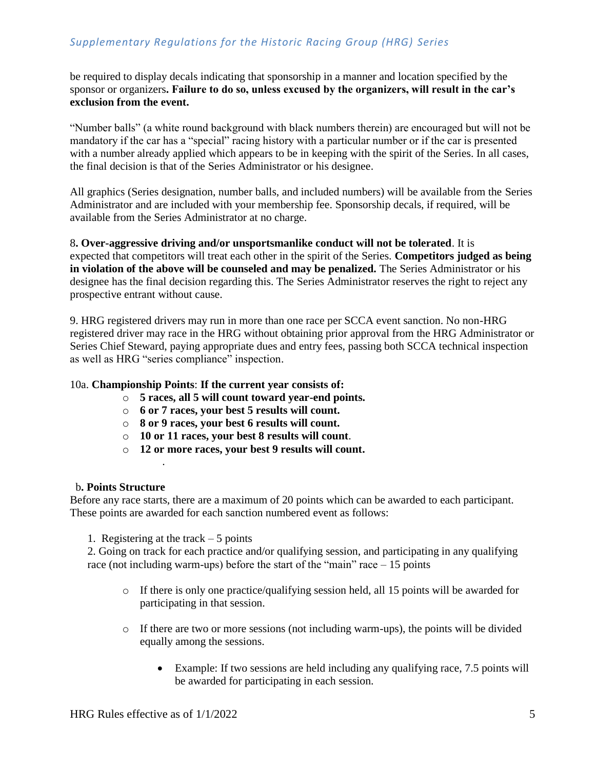be required to display decals indicating that sponsorship in a manner and location specified by the sponsor or organizers**. Failure to do so, unless excused by the organizers, will result in the car's exclusion from the event.**

"Number balls" (a white round background with black numbers therein) are encouraged but will not be mandatory if the car has a "special" racing history with a particular number or if the car is presented with a number already applied which appears to be in keeping with the spirit of the Series. In all cases, the final decision is that of the Series Administrator or his designee.

All graphics (Series designation, number balls, and included numbers) will be available from the Series Administrator and are included with your membership fee. Sponsorship decals, if required, will be available from the Series Administrator at no charge.

8**. Over-aggressive driving and/or unsportsmanlike conduct will not be tolerated**. It is expected that competitors will treat each other in the spirit of the Series. **Competitors judged as being in violation of the above will be counseled and may be penalized.** The Series Administrator or his designee has the final decision regarding this. The Series Administrator reserves the right to reject any prospective entrant without cause.

9. HRG registered drivers may run in more than one race per SCCA event sanction. No non-HRG registered driver may race in the HRG without obtaining prior approval from the HRG Administrator or Series Chief Steward, paying appropriate dues and entry fees, passing both SCCA technical inspection as well as HRG "series compliance" inspection.

10a. **Championship Points**: **If the current year consists of:**

- **5 races, all 5 will count toward year-end points.**
- **6 or 7 races, your best 5 results will count.**
- **8 or 9 races, your best 6 results will count.**
- **10 or 11 races, your best 8 results will count**.
- **12 or more races, your best 9 results will count.**

b**. Points Structure**

Before any race starts, there are a maximum of 20 points which can be awarded to each participant. These points are awarded for each sanction numbered event as follows:

1. Registering at the track – 5 points
2. Going on track for each practice and/or qualifying session, and participating in any qualifying race (not including warm-ups) before the start of the "main" race – 15 points
   - If there is only one practice/qualifying session held, all 15 points will be awarded for participating in that session.
   - If there are two or more sessions (not including warm-ups), the points will be divided equally among the sessions.
     - Example: If two sessions are held including any qualifying race, 7.5 points will be awarded for participating in each session.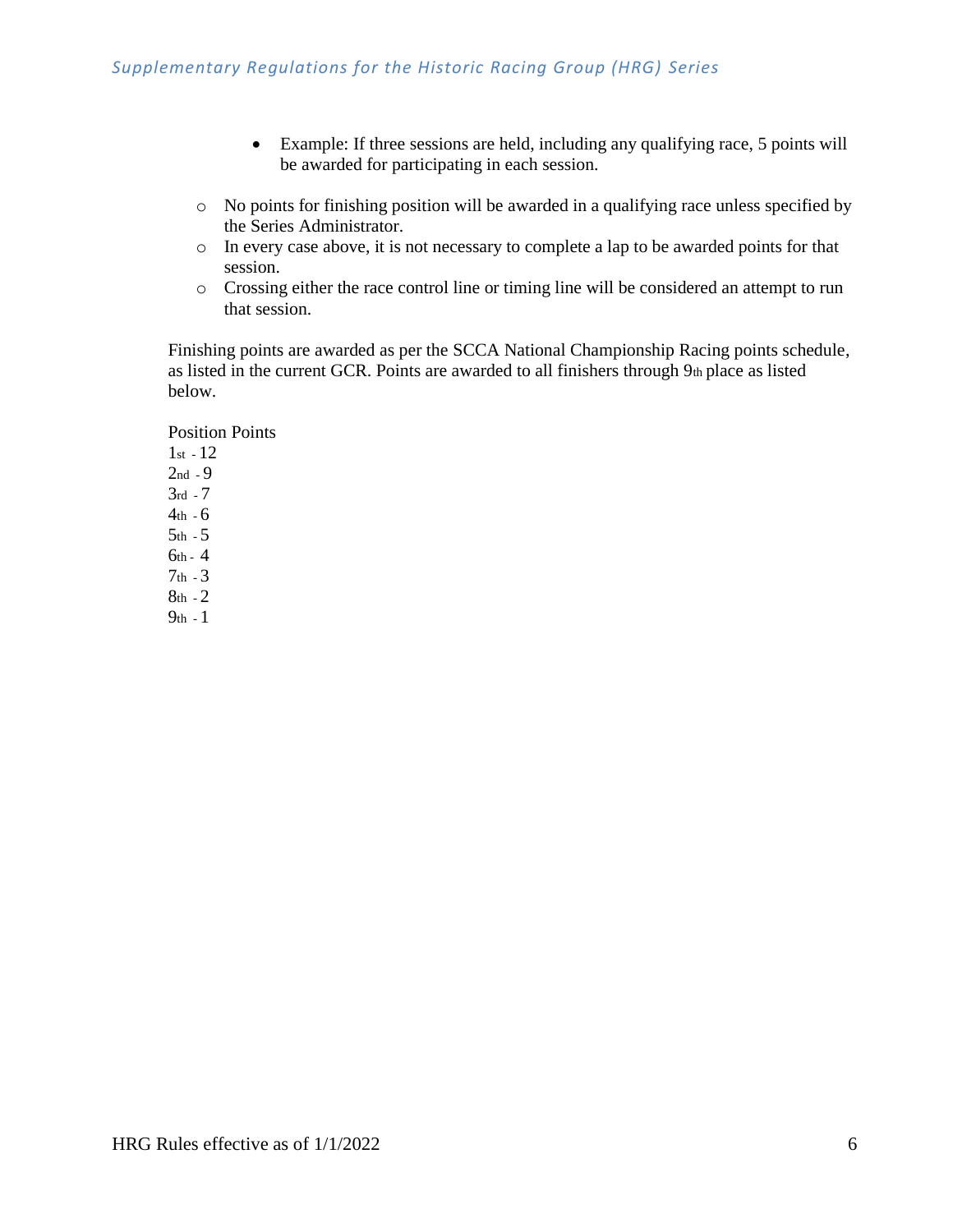- Example: If three sessions are held, including any qualifying race, 5 points will be awarded for participating in each session.
  - No points for finishing position will be awarded in a qualifying race unless specified by the Series Administrator.
  - In every case above, it is not necessary to complete a lap to be awarded points for that session.
  - Crossing either the race control line or timing line will be considered an attempt to run that session.

Finishing points are awarded as per the SCCA National Championship Racing points schedule, as listed in the current GCR. Points are awarded to all finishers through 9th place as listed below.

Position Points
1st - 12
2nd - 9
3rd - 7
4th - 6
5th - 5
6th - 4
7th - 3
8th - 2
9th - 1